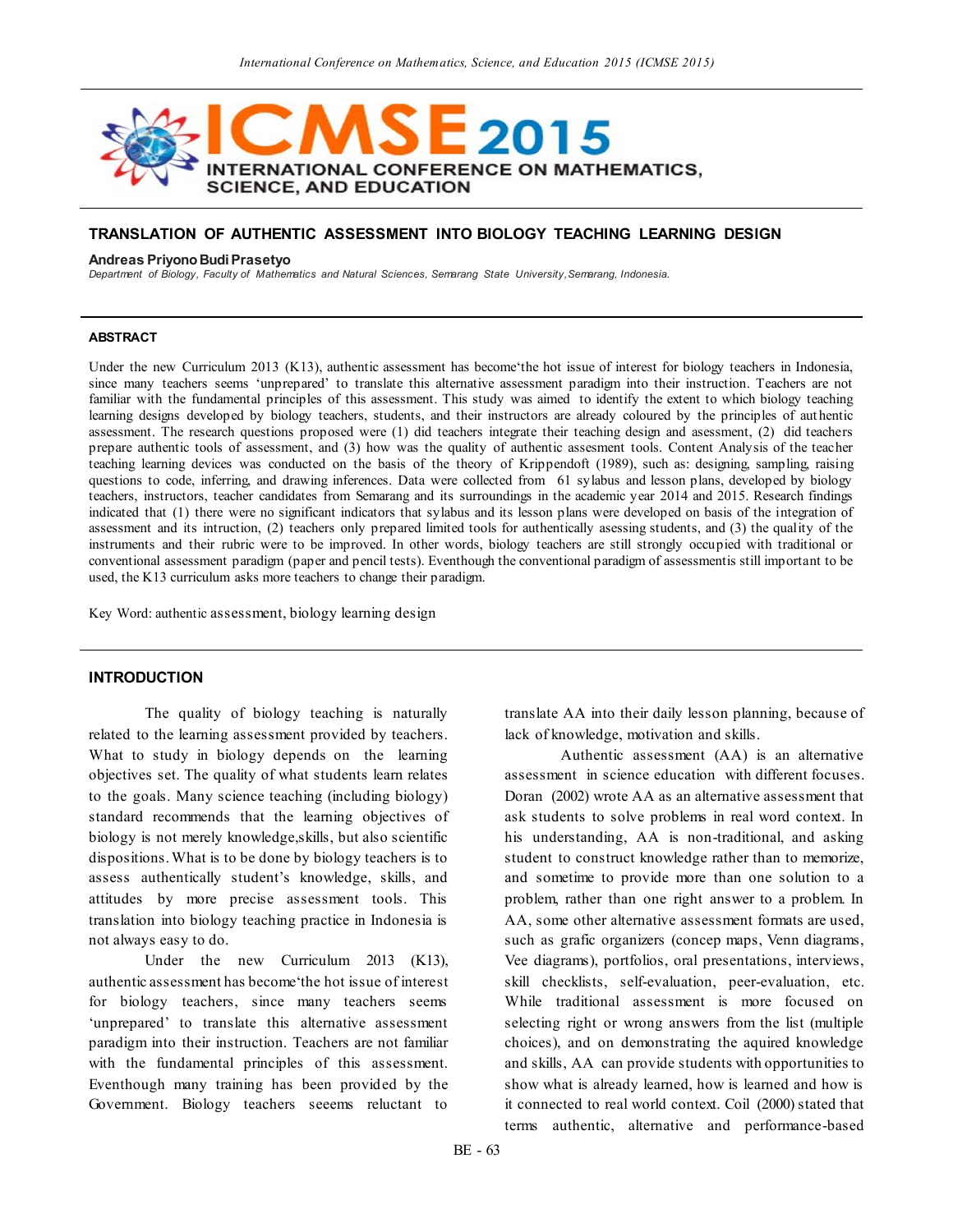# TRANSLATION OF AUTHENTIC ASSESSMENT INTO BIOLOGY TEACHING LEARNING DESIGN

**Andreas Priyono Budi Prasetyo**

*Department of Biology, Faculty of Mathematics and Natural Sciences, Semarang State University, Semarang, Indonesia.*

## ABSTRACT

Under the new Curriculum 2013 (K13), authentic assessment has become'the hot issue of interest for biology teachers in Indonesia, since many teachers seems 'unprepared' to translate this alternative assessment paradigm into their instruction. Teachers are not familiar with the fundamental principles of this assessment. This study was aimed to identify the extent to which biology teaching learning designs developed by biology teachers, students, and their instructors are already coloured by the principles of authentic assessment. The research questions proposed were (1) did teachers integrate their teaching design and asessment, (2) did teachers prepare authentic tools of assessment, and (3) how was the quality of authentic assesment tools. Content Analysis of the teacher teaching learning devices was conducted on the basis of the theory of Krippendoft (1989), such as: designing, sampling, raising questions to code, inferring, and drawing inferences. Data were collected from 61 sylabus and lesson plans, developed by biology teachers, instructors, teacher candidates from Semarang and its surroundings in the academic year 2014 and 2015. Research findings indicated that (1) there were no significant indicators that sylabus and its lesson plans were developed on basis of the integration of assessment and its intruction, (2) teachers only prepared limited tools for authentically asessing students, and (3) the quality of the instruments and their rubric were to be improved. In other words, biology teachers are still strongly occupied with traditional or conventional assessment paradigm (paper and pencil tests). Eventhough the conventional paradigm of assessmentis still important to be used, the K13 curriculum asks more teachers to change their paradigm.

Key Word: authentic assessment, biology learning design

## INTRODUCTION

The quality of biology teaching is naturally related to the learning assessment provided by teachers. What to study in biology depends on the learning objectives set. The quality of what students learn relates to the goals. Many science teaching (including biology) standard recommends that the learning objectives of biology is not merely knowledge,skills, but also scientific dispositions. What is to be done by biology teachers is to assess authentically student's knowledge, skills, and attitudes by more precise assessment tools. This translation into biology teaching practice in Indonesia is not always easy to do.

Under the new Curriculum 2013 (K13), authentic assessment has become'the hot issue of interest for biology teachers, since many teachers seems 'unprepared' to translate this alternative assessment paradigm into their instruction. Teachers are not familiar with the fundamental principles of this assessment. Eventhough many training has been provided by the Government. Biology teachers seeems reluctant to translate AA into their daily lesson planning, because of lack of knowledge, motivation and skills.

Authentic assessment (AA) is an alternative assessment in science education with different focuses. Doran (2002) wrote AA as an alternative assessment that ask students to solve problems in real word context. In his understanding, AA is non-traditional, and asking student to construct knowledge rather than to memorize, and sometime to provide more than one solution to a problem, rather than one right answer to a problem. In AA, some other alternative assessment formats are used, such as grafic organizers (concep maps, Venn diagrams, Vee diagrams), portfolios, oral presentations, interviews, skill checklists, self-evaluation, peer-evaluation, etc. While traditional assessment is more focused on selecting right or wrong answers from the list (multiple choices), and on demonstrating the aquired knowledge and skills, AA can provide students with opportunities to show what is already learned, how is learned and how is it connected to real world context. Coil (2000) stated that terms authentic, alternative and performance-based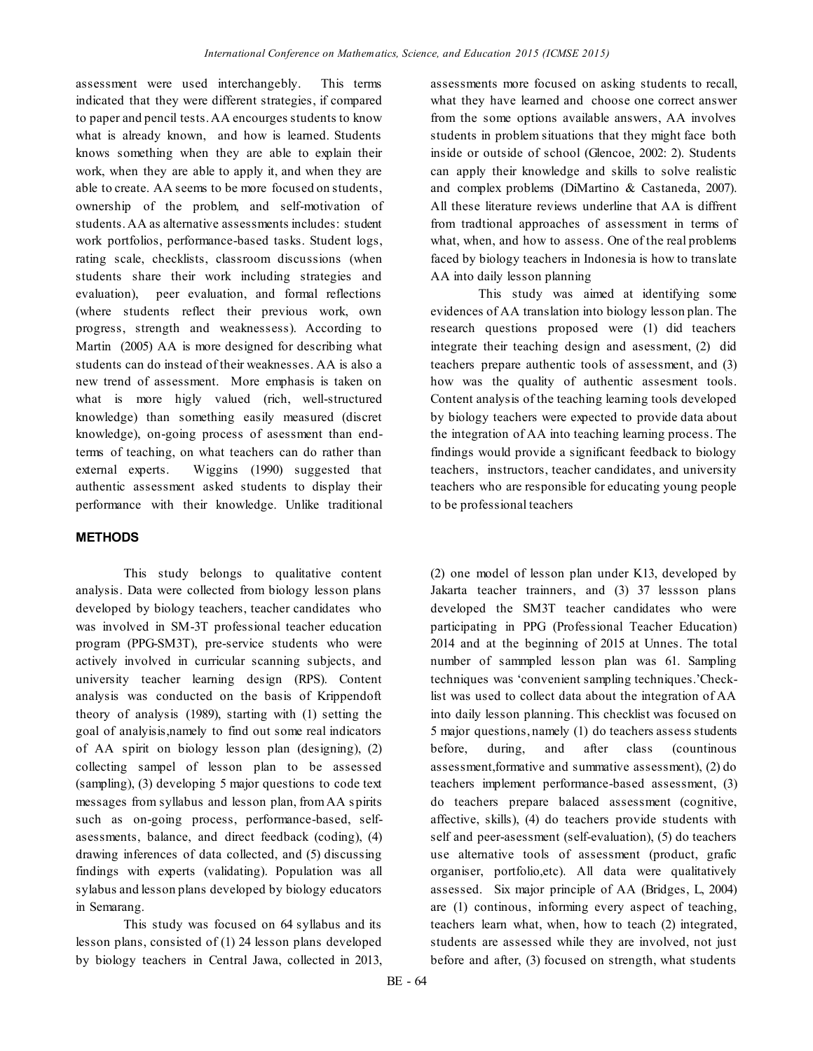assessment were used interchangebly. This terms indicated that they were different strategies, if compared to paper and pencil tests. AA encourges students to know what is already known, and how is learned. Students knows something when they are able to explain their work, when they are able to apply it, and when they are able to create. AA seems to be more focused on students, ownership of the problem, and self-motivation of students. AA as alternative assessments includes: student work portfolios, performance-based tasks. Student logs, rating scale, checklists, classroom discussions (when students share their work including strategies and evaluation), peer evaluation, and formal reflections (where students reflect their previous work, own progress, strength and weaknessess). According to Martin (2005) AA is more designed for describing what students can do instead of their weaknesses. AA is also a new trend of assessment. More emphasis is taken on what is more higly valued (rich, well-structured knowledge) than something easily measured (discret knowledge), on-going process of asessment than end-terms of teaching, on what teachers can do rather than external experts. Wiggins (1990) suggested that authentic assessment asked students to display their performance with their knowledge. Unlike traditional assessments more focused on asking students to recall, what they have learned and choose one correct answer from the some options available answers, AA involves students in problem situations that they might face both inside or outside of school (Glencoe, 2002: 2). Students can apply their knowledge and skills to solve realistic and complex problems (DiMartino & Castaneda, 2007). All these literature reviews underline that AA is diffrent from tradtional approaches of assessment in terms of what, when, and how to assess. One of the real problems faced by biology teachers in Indonesia is how to translate AA into daily lesson planning

This study was aimed at identifying some evidences of AA translation into biology lesson plan. The research questions proposed were (1) did teachers integrate their teaching design and asessment, (2) did teachers prepare authentic tools of assessment, and (3) how was the quality of authentic assesment tools. Content analysis of the teaching learning tools developed by biology teachers were expected to provide data about the integration of AA into teaching learning process. The findings would provide a significant feedback to biology teachers, instructors, teacher candidates, and university teachers who are responsible for educating young people to be professional teachers

## METHODS

This study belongs to qualitative content analysis. Data were collected from biology lesson plans developed by biology teachers, teacher candidates who was involved in SM-3T professional teacher education program (PPG-SM3T), pre-service students who were actively involved in curricular scanning subjects, and university teacher learning design (RPS). Content analysis was conducted on the basis of Krippendoft theory of analysis (1989), starting with (1) setting the goal of analyisis,namely to find out some real indicators of AA spirit on biology lesson plan (designing), (2) collecting sampel of lesson plan to be assessed (sampling), (3) developing 5 major questions to code text messages from syllabus and lesson plan, from AA spirits such as on-going process, performance-based, self-asessments, balance, and direct feedback (coding), (4) drawing inferences of data collected, and (5) discussing findings with experts (validating). Population was all sylabus and lesson plans developed by biology educators in Semarang.

This study was focused on 64 syllabus and its lesson plans, consisted of (1) 24 lesson plans developed by biology teachers in Central Jawa, collected in 2013, (2) one model of lesson plan under K13, developed by Jakarta teacher trainners, and (3) 37 lessson plans developed the SM3T teacher candidates who were participating in PPG (Professional Teacher Education) 2014 and at the beginning of 2015 at Unnes. The total number of sammpled lesson plan was 61. Sampling techniques was 'convenient sampling techniques.'Check-list was used to collect data about the integration of AA into daily lesson planning. This checklist was focused on 5 major questions, namely (1) do teachers assess students before, during, and after class (countinous assessment,formative and summative assessment), (2) do teachers implement performance-based assessment, (3) do teachers prepare balaced assessment (cognitive, affective, skills), (4) do teachers provide students with self and peer-asessment (self-evaluation), (5) do teachers use alternative tools of assessment (product, grafic organiser, portfolio,etc). All data were qualitatively assessed. Six major principle of AA (Bridges, L, 2004) are (1) continous, informing every aspect of teaching, teachers learn what, when, how to teach (2) integrated, students are assessed while they are involved, not just before and after, (3) focused on strength, what students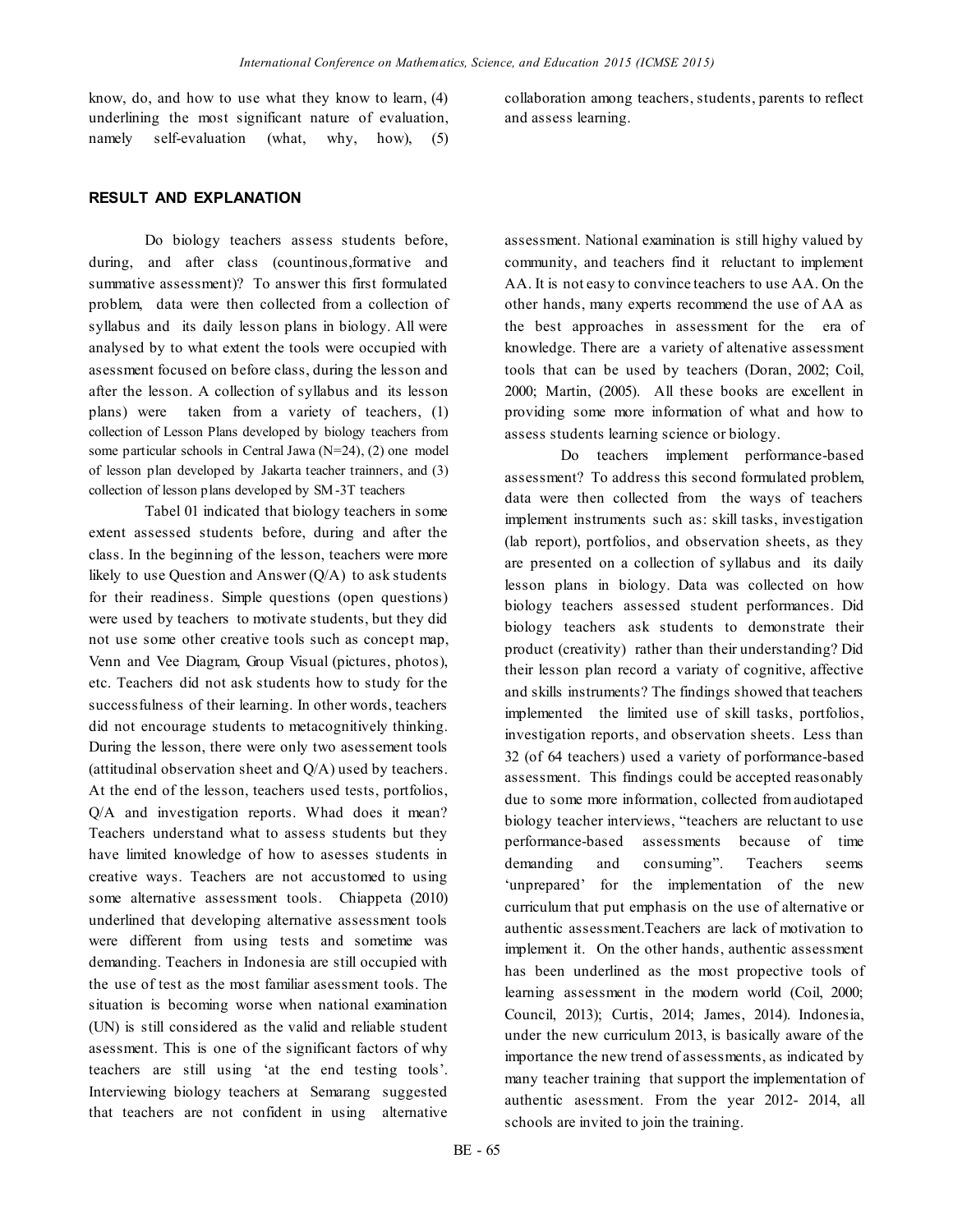know, do, and how to use what they know to learn, (4) underlining the most significant nature of evaluation, namely self-evaluation (what, why, how), (5) collaboration among teachers, students, parents to reflect and assess learning.

## RESULT AND EXPLANATION

Do biology teachers assess students before, during, and after class (countinous,formative and summative assessment)? To answer this first formulated problem, data were then collected from a collection of syllabus and its daily lesson plans in biology. All were analysed by to what extent the tools were occupied with asessment focused on before class, during the lesson and after the lesson. A collection of syllabus and its lesson plans) were taken from a variety of teachers, (1) collection of Lesson Plans developed by biology teachers from some particular schools in Central Jawa (N=24), (2) one model of lesson plan developed by Jakarta teacher trainners, and (3) collection of lesson plans developed by SM-3T teachers

Tabel 01 indicated that biology teachers in some extent assessed students before, during and after the class. In the beginning of the lesson, teachers were more likely to use Question and Answer (Q/A) to ask students for their readiness. Simple questions (open questions) were used by teachers to motivate students, but they did not use some other creative tools such as concept map, Venn and Vee Diagram, Group Visual (pictures, photos), etc. Teachers did not ask students how to study for the successfulness of their learning. In other words, teachers did not encourage students to metacognitively thinking. During the lesson, there were only two asessement tools (attitudinal observation sheet and Q/A) used by teachers. At the end of the lesson, teachers used tests, portfolios, Q/A and investigation reports. Whad does it mean? Teachers understand what to assess students but they have limited knowledge of how to asesses students in creative ways. Teachers are not accustomed to using some alternative assessment tools. Chiappeta (2010) underlined that developing alternative assessment tools were different from using tests and sometime was demanding. Teachers in Indonesia are still occupied with the use of test as the most familiar asessment tools. The situation is becoming worse when national examination (UN) is still considered as the valid and reliable student asessment. This is one of the significant factors of why teachers are still using 'at the end testing tools'. Interviewing biology teachers at Semarang suggested that teachers are not confident in using alternative assessment. National examination is still highy valued by community, and teachers find it reluctant to implement AA. It is not easy to convince teachers to use AA. On the other hands, many experts recommend the use of AA as the best approaches in assessment for the era of knowledge. There are a variety of altenative assessment tools that can be used by teachers (Doran, 2002; Coil, 2000; Martin, (2005). All these books are excellent in providing some more information of what and how to assess students learning science or biology.

Do teachers implement performance-based assessment? To address this second formulated problem, data were then collected from the ways of teachers implement instruments such as: skill tasks, investigation (lab report), portfolios, and observation sheets, as they are presented on a collection of syllabus and its daily lesson plans in biology. Data was collected on how biology teachers assessed student performances. Did biology teachers ask students to demonstrate their product (creativity) rather than their understanding? Did their lesson plan record a variaty of cognitive, affective and skills instruments? The findings showed that teachers implemented the limited use of skill tasks, portfolios, investigation reports, and observation sheets. Less than 32 (of 64 teachers) used a variety of porformance-based assessment. This findings could be accepted reasonably due to some more information, collected from audiotaped biology teacher interviews, "teachers are reluctant to use performance-based assessments because of time demanding and consuming". Teachers seems 'unprepared' for the implementation of the new curriculum that put emphasis on the use of alternative or authentic assessment.Teachers are lack of motivation to implement it. On the other hands, authentic assessment has been underlined as the most propective tools of learning assessment in the modern world (Coil, 2000; Council, 2013); Curtis, 2014; James, 2014). Indonesia, under the new curriculum 2013, is basically aware of the importance the new trend of assessments, as indicated by many teacher training that support the implementation of authentic asessment. From the year 2012- 2014, all schools are invited to join the training.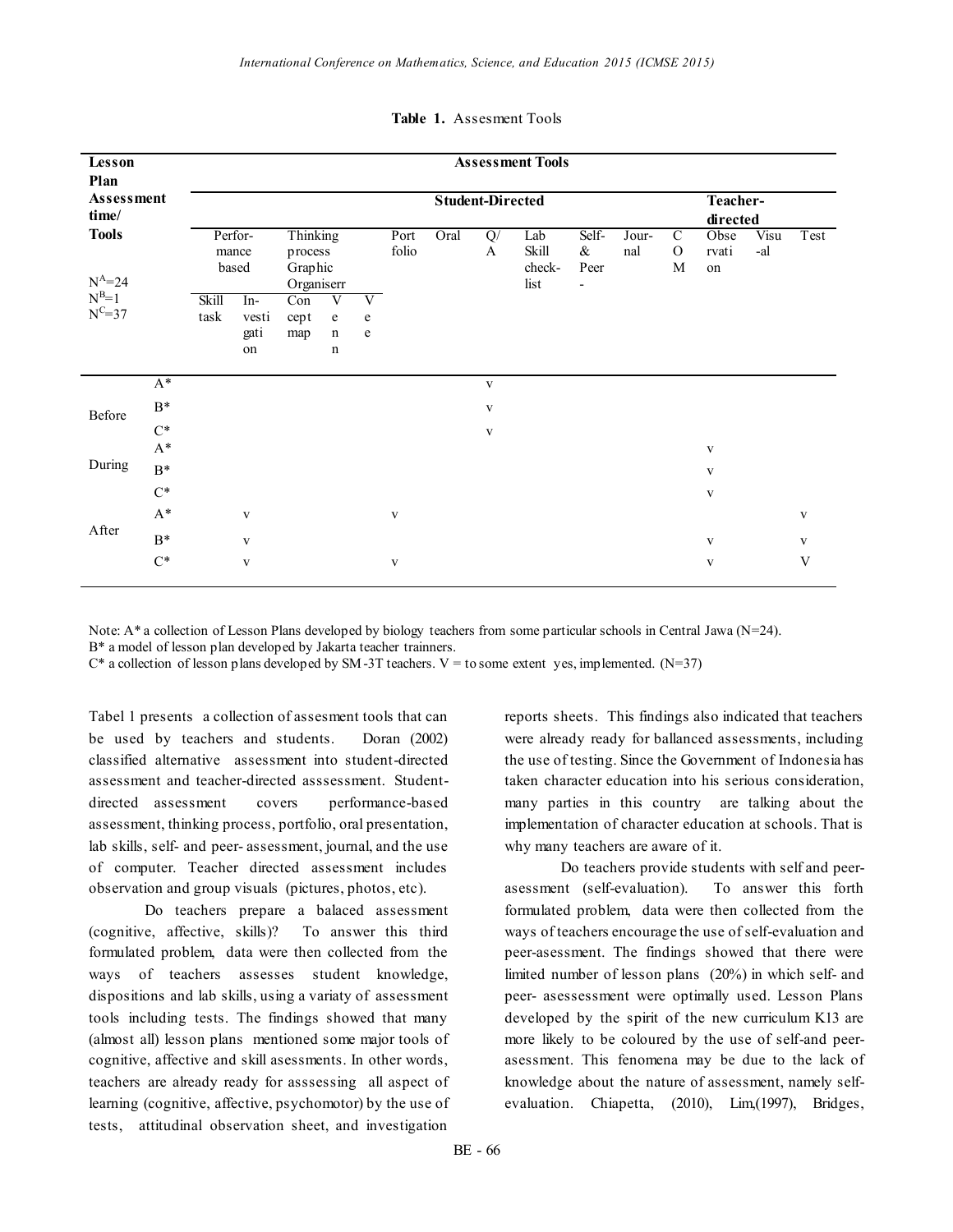**Table 1.** Assesment Tools

| Lesson Plan Assessment time/ Tools $N^A$=24 $N^B$=1 $N^C$=37 | | Assessment Tools | | | | | | | | | | | | | | | |
|---|---|---|---|---|---|---|---|---|---|---|---|---|---|---|---|---|---|
| | | Student-Directed | | | | | | | | | | | | | Teacher-directed | | |
| | | Performance based | | Thinking process Graphic Organiserr | | | Portfolio | Oral | Q/A | Lab Skill check-list | Self-& Peer - | Journal | COM | Observation | Visual | Test |
| | | Skill task | Investigation | Concept map | Venn | Vee | | | | | | | | | | | |
| Before | A* | | | | | | | | v | | | | | | | | |
| | B* | | | | | | | | v | | | | | | | | |
| | C* | | | | | | | | v | | | | | | | | |
| During | A* | | | | | | | | | | | | | v | | | |
| | B* | | | | | | | | | | | | | v | | | |
| | C* | | | | | | | | | | | | | v | | | |
| After | A* | | v | | | | v | | | | | | | | | v |
| | B* | | v | | | | | | | | | | | v | | v |
| | C* | | v | | | | v | | | | | | | v | | V |

Note: A* a collection of Lesson Plans developed by biology teachers from some particular schools in Central Jawa (N=24).
B* a model of lesson plan developed by Jakarta teacher trainners.
C* a collection of lesson plans developed by SM-3T teachers. V = to some extent yes, implemented. (N=37)

Tabel 1 presents a collection of assesment tools that can be used by teachers and students. Doran (2002) classified alternative assessment into student-directed assessment and teacher-directed asssessment. Student-directed assessment covers performance-based assessment, thinking process, portfolio, oral presentation, lab skills, self- and peer- assessment, journal, and the use of computer. Teacher directed assessment includes observation and group visuals (pictures, photos, etc).

Do teachers prepare a balaced assessment (cognitive, affective, skills)? To answer this third formulated problem, data were then collected from the ways of teachers assesses student knowledge, dispositions and lab skills, using a variaty of assessment tools including tests. The findings showed that many (almost all) lesson plans mentioned some major tools of cognitive, affective and skill asessments. In other words, teachers are already ready for asssessing all aspect of learning (cognitive, affective, psychomotor) by the use of tests, attitudinal observation sheet, and investigation reports sheets. This findings also indicated that teachers were already ready for ballanced assessments, including the use of testing. Since the Government of Indonesia has taken character education into his serious consideration, many parties in this country are talking about the implementation of character education at schools. That is why many teachers are aware of it.

Do teachers provide students with self and peer-asessment (self-evaluation). To answer this forth formulated problem, data were then collected from the ways of teachers encourage the use of self-evaluation and peer-asessment. The findings showed that there were limited number of lesson plans (20%) in which self- and peer- asessessment were optimally used. Lesson Plans developed by the spirit of the new curriculum K13 are more likely to be coloured by the use of self-and peer-asessment. This fenomena may be due to the lack of knowledge about the nature of assessment, namely self-evaluation. Chiapetta, (2010), Lim,(1997), Bridges,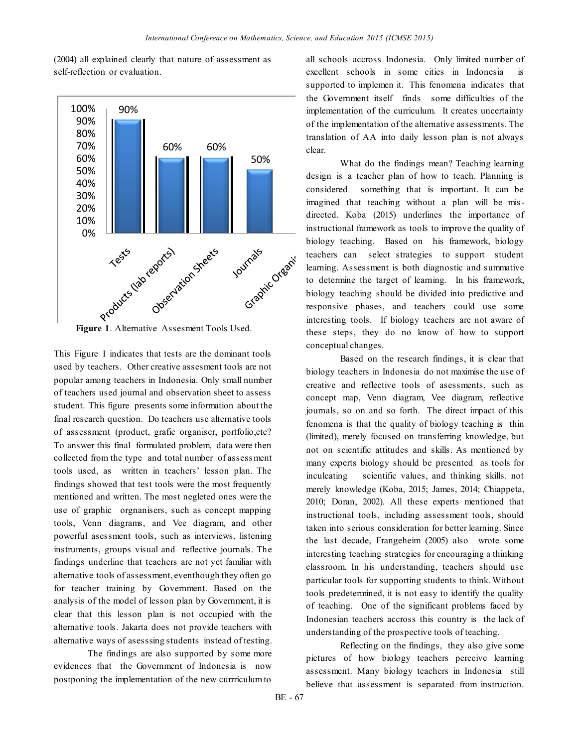(2004) all explained clearly that nature of assessment as self-reflection or evaluation.

Figure 1. Alternative Assesment Tools Used.

This Figure 1 indicates that tests are the dominant tools used by teachers. Other creative assesment tools are not popular among teachers in Indonesia. Only small number of teachers used journal and observation sheet to assess student. This figure presents some information about the final research question. Do teachers use alternative tools of assessment (product, grafic organiser, portfolio,etc? To answer this final formulated problem, data were then collected from the type and total number of assessment tools used, as written in teachers' lesson plan. The findings showed that test tools were the most frequently mentioned and written. The most negleted ones were the use of graphic orgnanisers, such as concept mapping tools, Venn diagrams, and Vee diagram, and other powerful asessment tools, such as interviews, listening instruments, groups visual and reflective journals. The findings underline that teachers are not yet familiar with alternative tools of assessment, eventhough they often go for teacher training by Government. Based on the analysis of the model of lesson plan by Government, it is clear that this lesson plan is not occupied with the alternative tools. Jakarta does not provide teachers with alternative ways of asesssing students instead of testing.

The findings are also supported by some more evidences that the Government of Indonesia is now postponing the implementation of the new currriculum to all schools accross Indonesia. Only limited number of excellent schools in some cities in Indonesia is supported to implemen it. This fenomena indicates that the Government itself finds some difficulties of the implementation of the curriculum. It creates uncertainty of the implementation of the alternative assessments. The translation of AA into daily lesson plan is not always clear.

What do the findings mean? Teaching learning design is a teacher plan of how to teach. Planning is considered something that is important. It can be imagined that teaching without a plan will be mis-directed. Koba (2015) underlines the importance of instructional framework as tools to improve the quality of biology teaching. Based on his framework, biology teachers can select strategies to support student learning. Assessment is both diagnostic and summative to determine the target of learning. In his framework, biology teaching should be divided into predictive and responsive phases, and teachers could use some interesting tools. If biology teachers are not aware of these steps, they do no know of how to support conceptual changes.

Based on the research findings, it is clear that biology teachers in Indonesia do not maximise the use of creative and reflective tools of asessments, such as concept map, Venn diagram, Vee diagram, reflective journals, so on and so forth. The direct impact of this fenomena is that the quality of biology teaching is thin (limited), merely focused on transferring knowledge, but not on scientific attitudes and skills. As mentioned by many experts biology should be presented as tools for inculcating scientific values, and thinking skills. not merely knowledge (Koba, 2015; James, 2014; Chiappeta, 2010; Doran, 2002). All these experts mentioned that instructional tools, including assessment tools, should taken into serious consideration for better learning. Since the last decade, Frangeheim (2005) also wrote some interesting teaching strategies for encouraging a thinking classroom. In his understanding, teachers should use particular tools for supporting students to think. Without tools predetermined, it is not easy to identify the quality of teaching. One of the significant problems faced by Indonesian teachers accross this country is the lack of understanding of the prospective tools of teaching.

Reflecting on the findings, they also give some pictures of how biology teachers perceive learning assessment. Many biology teachers in Indonesia still believe that assessment is separated from instruction.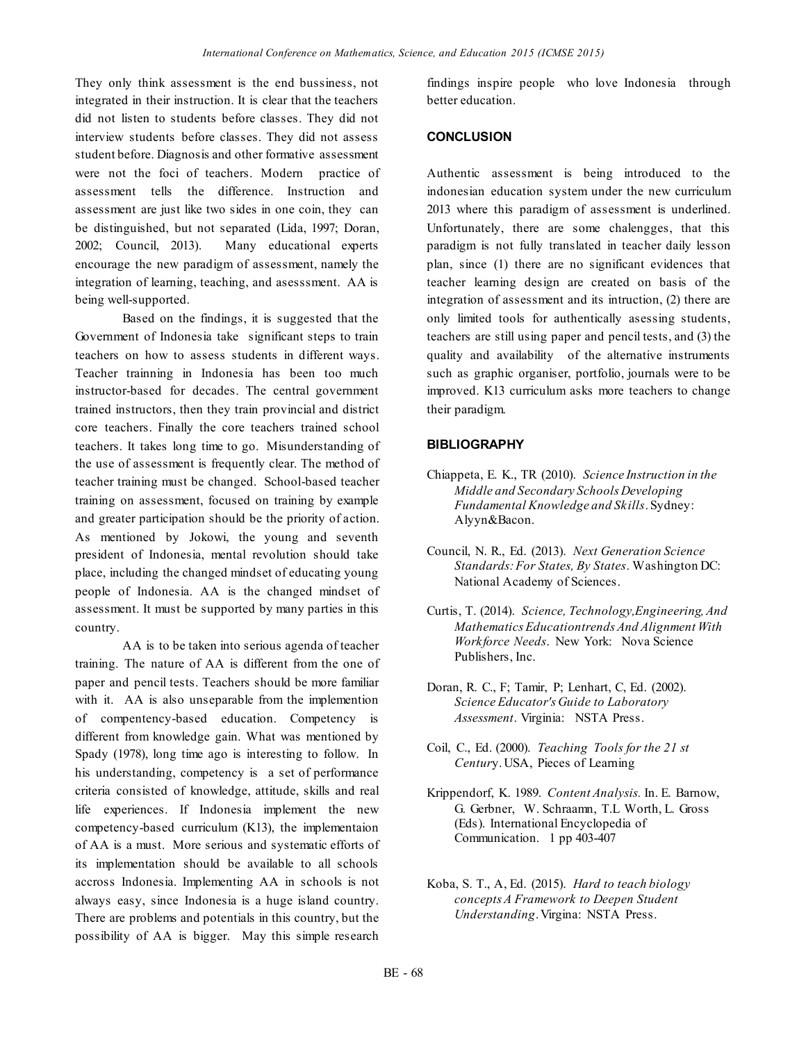They only think assessment is the end bussiness, not integrated in their instruction. It is clear that the teachers did not listen to students before classes. They did not interview students before classes. They did not assess student before. Diagnosis and other formative assessment were not the foci of teachers. Modern practice of assessment tells the difference. Instruction and assessment are just like two sides in one coin, they can be distinguished, but not separated (Lida, 1997; Doran, 2002; Council, 2013). Many educational experts encourage the new paradigm of assessment, namely the integration of learning, teaching, and asesssment. AA is being well-supported.

Based on the findings, it is suggested that the Government of Indonesia take significant steps to train teachers on how to assess students in different ways. Teacher trainning in Indonesia has been too much instructor-based for decades. The central government trained instructors, then they train provincial and district core teachers. Finally the core teachers trained school teachers. It takes long time to go. Misunderstanding of the use of assessment is frequently clear. The method of teacher training must be changed. School-based teacher training on assessment, focused on training by example and greater participation should be the priority of action. As mentioned by Jokowi, the young and seventh president of Indonesia, mental revolution should take place, including the changed mindset of educating young people of Indonesia. AA is the changed mindset of assessment. It must be supported by many parties in this country.

AA is to be taken into serious agenda of teacher training. The nature of AA is different from the one of paper and pencil tests. Teachers should be more familiar with it. AA is also unseparable from the implemention of compentency-based education. Competency is different from knowledge gain. What was mentioned by Spady (1978), long time ago is interesting to follow. In his understanding, competency is a set of performance criteria consisted of knowledge, attitude, skills and real life experiences. If Indonesia implement the new competency-based curriculum (K13), the implementaion of AA is a must. More serious and systematic efforts of its implementation should be available to all schools accross Indonesia. Implementing AA in schools is not always easy, since Indonesia is a huge island country. There are problems and potentials in this country, but the possibility of AA is bigger. May this simple research findings inspire people who love Indonesia through better education.

## CONCLUSION

Authentic assessment is being introduced to the indonesian education system under the new curriculum 2013 where this paradigm of assessment is underlined. Unfortunately, there are some chalengges, that this paradigm is not fully translated in teacher daily lesson plan, since (1) there are no significant evidences that teacher learning design are created on basis of the integration of assessment and its intruction, (2) there are only limited tools for authentically asessing students, teachers are still using paper and pencil tests, and (3) the quality and availability of the alternative instruments such as graphic organiser, portfolio, journals were to be improved. K13 curriculum asks more teachers to change their paradigm.

## BIBLIOGRAPHY

Chiappeta, E. K., TR (2010). *Science Instruction in the Middle and Secondary Schools Developing Fundamental Knowledge and Skills*. Sydney: Alyyn&Bacon.

Council, N. R., Ed. (2013). *Next Generation Science Standards: For States, By States*. Washington DC: National Academy of Sciences.

Curtis, T. (2014). *Science, Technology,Engineering, And Mathematics Educationtrends And Alignment With Workforce Needs*. New York: Nova Science Publishers, Inc.

Doran, R. C., F; Tamir, P; Lenhart, C, Ed. (2002). *Science Educator's Guide to Laboratory Assessment*. Virginia: NSTA Press.

Coil, C., Ed. (2000). *Teaching Tools for the 21 st Century*. USA, Pieces of Learning

Krippendorf, K. 1989. *Content Analysis.* In. E. Barnow, G. Gerbner, W. Schraamn, T.L Worth, L. Gross (Eds). International Encyclopedia of Communication. 1 pp 403-407

Koba, S. T., A, Ed. (2015). *Hard to teach biology concepts A Framework to Deepen Student Understanding*. Virgina: NSTA Press.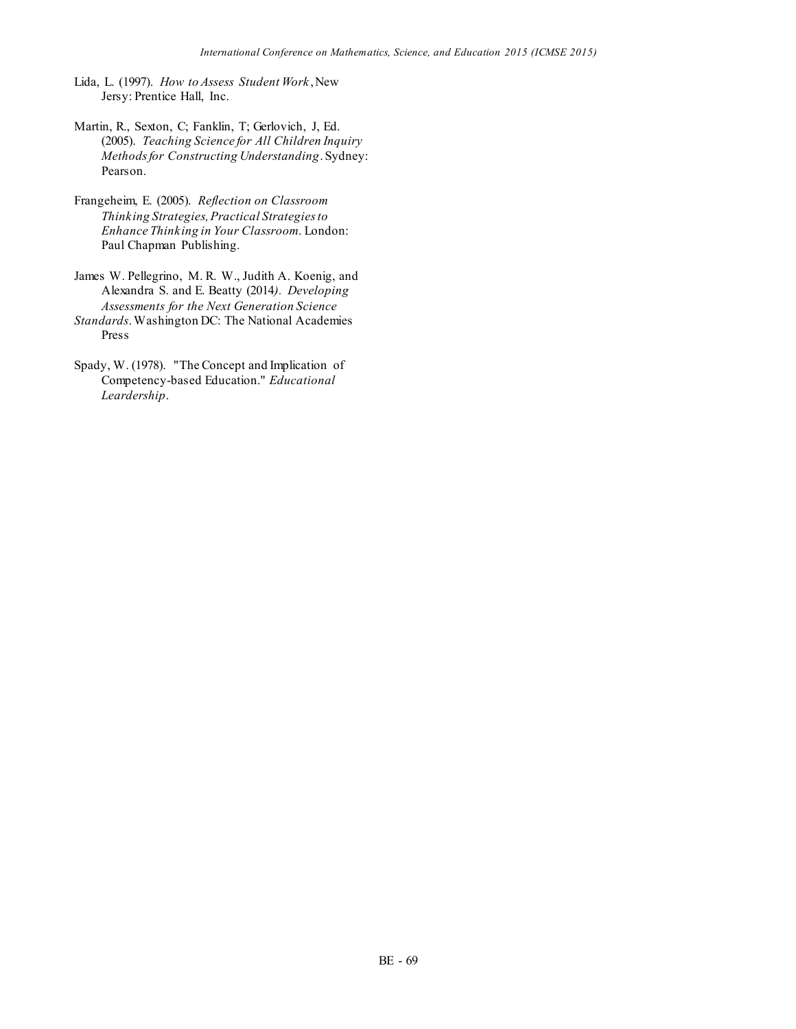Lida, L. (1997). *How to Assess Student Work*, New Jersy: Prentice Hall, Inc.

Martin, R., Sexton, C; Fanklin, T; Gerlovich, J, Ed. (2005). *Teaching Science for All Children Inquiry Methods for Constructing Understanding*. Sydney: Pearson.

Frangeheim, E. (2005). *Reflection on Classroom Thinking Strategies, Practical Strategies to Enhance Thinking in Your Classroom*. London: Paul Chapman Publishing.

James W. Pellegrino, M. R. W., Judith A. Koenig, and Alexandra S. and E. Beatty (2014). *Developing Assessments for the Next Generation Science Standards*. Washington DC: The National Academies Press

Spady, W. (1978). "The Concept and Implication of Competency-based Education." *Educational Leardership*.